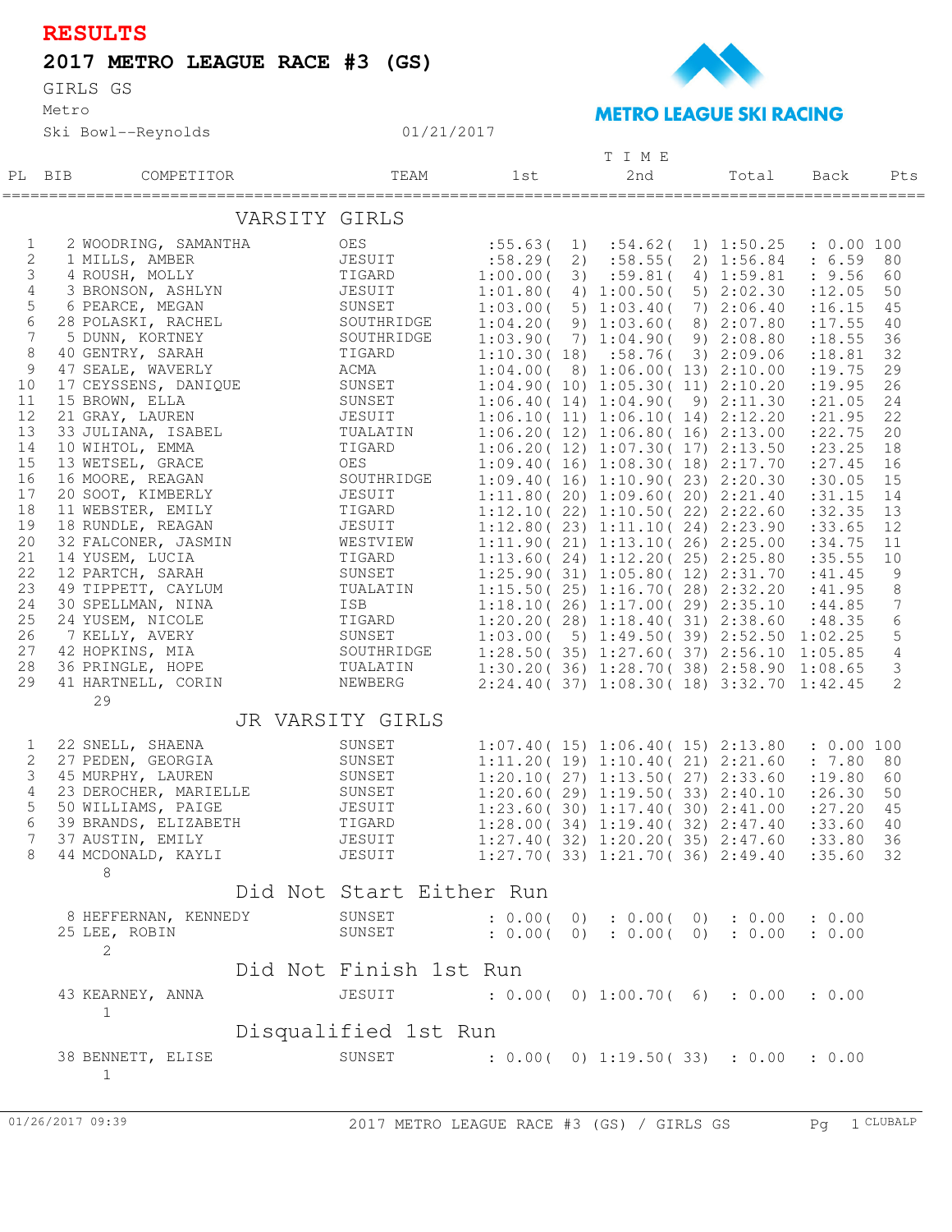# RESULTS

## 2017 METRO LEAGUE RACE #3 (GS)

GIRLS GS
Metro
Ski Bowl--Reynolds 01/21/2017

METRO LEAGUE SKI RACING

| PL | BIB | COMPETITOR | TEAM | 1st | 2nd | Total | Back | Pts |
|---|---|---|---|---|---|---|---|---|
| | | **VARSITY GIRLS** | | | | | | |
| 1 | 2 | WOODRING, SAMANTHA | OES | :55.63( 1) | :54.62( 1) | 1:50.25 | : 0.00 | 100 |
| 2 | 1 | MILLS, AMBER | JESUIT | :58.29( 2) | :58.55( 2) | 1:56.84 | : 6.59 | 80 |
| 3 | 4 | ROUSH, MOLLY | TIGARD | 1:00.00( 3) | :59.81( 4) | 1:59.81 | : 9.56 | 60 |
| 4 | 3 | BRONSON, ASHLYN | JESUIT | 1:01.80( 4) | 1:00.50( 5) | 2:02.30 | :12.05 | 50 |
| 5 | 6 | PEARCE, MEGAN | SUNSET | 1:03.00( 5) | 1:03.40( 7) | 2:06.40 | :16.15 | 45 |
| 6 | 28 | POLASKI, RACHEL | SOUTHRIDGE | 1:04.20( 9) | 1:03.60( 8) | 2:07.80 | :17.55 | 40 |
| 7 | 5 | DUNN, KORTNEY | SOUTHRIDGE | 1:03.90( 7) | 1:04.90( 9) | 2:08.80 | :18.55 | 36 |
| 8 | 40 | GENTRY, SARAH | TIGARD | 1:10.30( 18) | :58.76( 3) | 2:09.06 | :18.81 | 32 |
| 9 | 47 | SEALE, WAVERLY | ACMA | 1:04.00( 8) | 1:06.00( 13) | 2:10.00 | :19.75 | 29 |
| 10 | 17 | CEYSSENS, DANIQUE | SUNSET | 1:04.90( 10) | 1:05.30( 11) | 2:10.20 | :19.95 | 26 |
| 11 | 15 | BROWN, ELLA | SUNSET | 1:06.40( 14) | 1:04.90( 9) | 2:11.30 | :21.05 | 24 |
| 12 | 21 | GRAY, LAUREN | JESUIT | 1:06.10( 11) | 1:06.10( 14) | 2:12.20 | :21.95 | 22 |
| 13 | 33 | JULIANA, ISABEL | TUALATIN | 1:06.20( 12) | 1:06.80( 16) | 2:13.00 | :22.75 | 20 |
| 14 | 10 | WIHTOL, EMMA | TIGARD | 1:06.20( 12) | 1:07.30( 17) | 2:13.50 | :23.25 | 18 |
| 15 | 13 | WETSEL, GRACE | OES | 1:09.40( 16) | 1:08.30( 18) | 2:17.70 | :27.45 | 16 |
| 16 | 16 | MOORE, REAGAN | SOUTHRIDGE | 1:09.40( 16) | 1:10.90( 23) | 2:20.30 | :30.05 | 15 |
| 17 | 20 | SOOT, KIMBERLY | JESUIT | 1:11.80( 20) | 1:09.60( 20) | 2:21.40 | :31.15 | 14 |
| 18 | 11 | WEBSTER, EMILY | TIGARD | 1:12.10( 22) | 1:10.50( 22) | 2:22.60 | :32.35 | 13 |
| 19 | 18 | RUNDLE, REAGAN | JESUIT | 1:12.80( 23) | 1:11.10( 24) | 2:23.90 | :33.65 | 12 |
| 20 | 32 | FALCONER, JASMIN | WESTVIEW | 1:11.90( 21) | 1:13.10( 26) | 2:25.00 | :34.75 | 11 |
| 21 | 14 | YUSEM, LUCIA | TIGARD | 1:13.60( 24) | 1:12.20( 25) | 2:25.80 | :35.55 | 10 |
| 22 | 12 | PARTCH, SARAH | SUNSET | 1:25.90( 31) | 1:05.80( 12) | 2:31.70 | :41.45 | 9 |
| 23 | 49 | TIPPETT, CAYLUM | TUALATIN | 1:15.50( 25) | 1:16.70( 28) | 2:32.20 | :41.95 | 8 |
| 24 | 30 | SPELLMAN, NINA | ISB | 1:18.10( 26) | 1:17.00( 29) | 2:35.10 | :44.85 | 7 |
| 25 | 24 | YUSEM, NICOLE | TIGARD | 1:20.20( 28) | 1:18.40( 31) | 2:38.60 | :48.35 | 6 |
| 26 | 7 | KELLY, AVERY | SUNSET | 1:03.00( 5) | 1:49.50( 39) | 2:52.50 | 1:02.25 | 5 |
| 27 | 42 | HOPKINS, MIA | SOUTHRIDGE | 1:28.50( 35) | 1:27.60( 37) | 2:56.10 | 1:05.85 | 4 |
| 28 | 36 | PRINGLE, HOPE | TUALATIN | 1:30.20( 36) | 1:28.70( 38) | 2:58.90 | 1:08.65 | 3 |
| 29 | 41 | HARTNELL, CORIN | NEWBERG | 2:24.40( 37) | 1:08.30( 18) | 3:32.70 | 1:42.45 | 2 |
| | 29 | | | | | | | |
| | | **JR VARSITY GIRLS** | | | | | | |
| 1 | 22 | SNELL, SHAENA | SUNSET | 1:07.40( 15) | 1:06.40( 15) | 2:13.80 | : 0.00 | 100 |
| 2 | 27 | PEDEN, GEORGIA | SUNSET | 1:11.20( 19) | 1:10.40( 21) | 2:21.60 | : 7.80 | 80 |
| 3 | 45 | MURPHY, LAUREN | SUNSET | 1:20.10( 27) | 1:13.50( 27) | 2:33.60 | :19.80 | 60 |
| 4 | 23 | DEROCHER, MARIELLE | SUNSET | 1:20.60( 29) | 1:19.50( 33) | 2:40.10 | :26.30 | 50 |
| 5 | 50 | WILLIAMS, PAIGE | JESUIT | 1:23.60( 30) | 1:17.40( 30) | 2:41.00 | :27.20 | 45 |
| 6 | 39 | BRANDS, ELIZABETH | TIGARD | 1:28.00( 34) | 1:19.40( 32) | 2:47.40 | :33.60 | 40 |
| 7 | 37 | AUSTIN, EMILY | JESUIT | 1:27.40( 32) | 1:20.20( 35) | 2:47.60 | :33.80 | 36 |
| 8 | 44 | MCDONALD, KAYLI | JESUIT | 1:27.70( 33) | 1:21.70( 36) | 2:49.40 | :35.60 | 32 |
| | 8 | | | | | | | |
| | | **Did Not Start Either Run** | | | | | | |
| | 8 | HEFFERNAN, KENNEDY | SUNSET | : 0.00( 0) | : 0.00( 0) | : 0.00 | : 0.00 | |
| | 25 | LEE, ROBIN | SUNSET | : 0.00( 0) | : 0.00( 0) | : 0.00 | : 0.00 | |
| | 2 | | | | | | | |
| | | **Did Not Finish 1st Run** | | | | | | |
| | 43 | KEARNEY, ANNA | JESUIT | : 0.00( 0) | 1:00.70( 6) | : 0.00 | : 0.00 | |
| | 1 | | | | | | | |
| | | **Disqualified 1st Run** | | | | | | |
| | 38 | BENNETT, ELISE | SUNSET | : 0.00( 0) | 1:19.50( 33) | : 0.00 | : 0.00 | |
| | 1 | | | | | | | |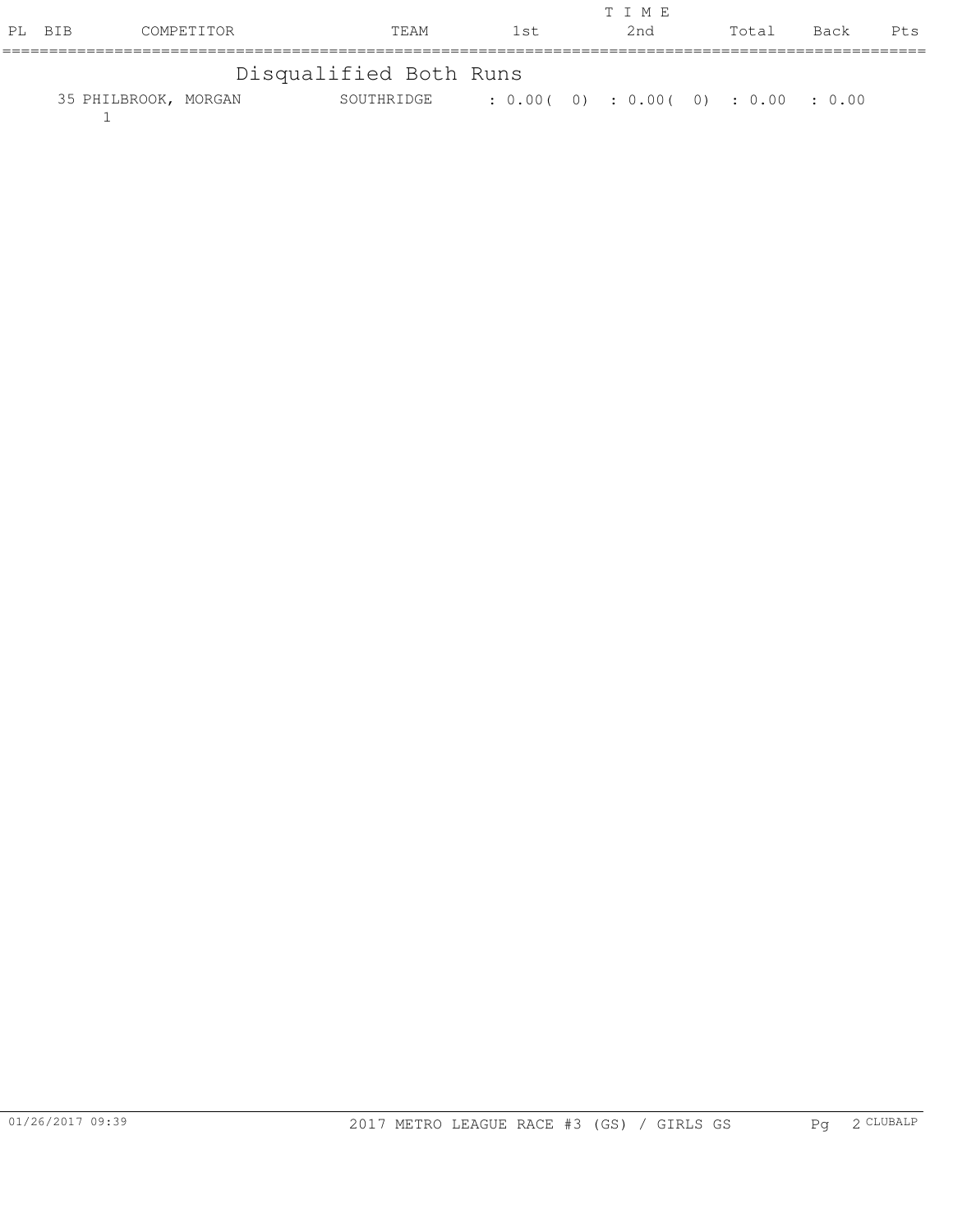| PL | BIB | COMPETITOR | TEAM | TIME 1st | 2nd | Total | Back | Pts |
|---|---|---|---|---|---|---|---|---|

## Disqualified Both Runs

| PL | BIB | COMPETITOR | TEAM | TIME 1st | 2nd | Total | Back | Pts |
|---|---|---|---|---|---|---|---|---|
| | 35 | PHILBROOK, MORGAN | SOUTHRIDGE | : 0.00( 0) | : 0.00( 0) | : 0.00 | : 0.00 | |
| | 1 | | | | | | | |